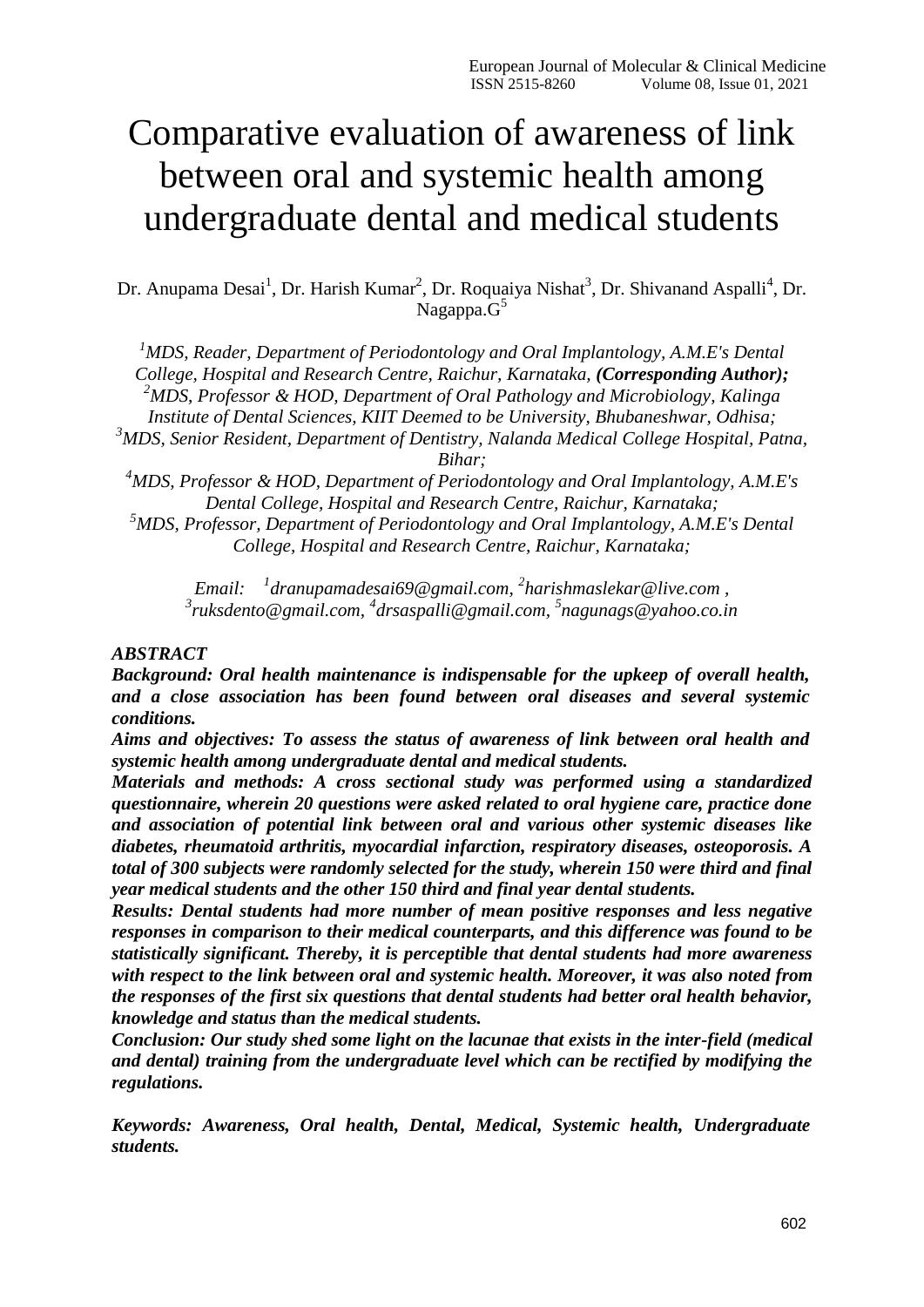# Comparative evaluation of awareness of link between oral and systemic health among undergraduate dental and medical students

Dr. Anupama Desai[1], Dr. Harish Kumar[2], Dr. Roquaiya Nishat[3], Dr. Shivanand Aspalli[4], Dr. Nagappa.G[5]

*[1]MDS, Reader, Department of Periodontology and Oral Implantology, A.M.E's Dental College, Hospital and Research Centre, Raichur, Karnataka, **(Corresponding Author);***
*[2]MDS, Professor & HOD, Department of Oral Pathology and Microbiology, Kalinga Institute of Dental Sciences, KIIT Deemed to be University, Bhubaneshwar, Odhisa;*
*[3]MDS, Senior Resident, Department of Dentistry, Nalanda Medical College Hospital, Patna, Bihar;*
*[4]MDS, Professor & HOD, Department of Periodontology and Oral Implantology, A.M.E's Dental College, Hospital and Research Centre, Raichur, Karnataka;*
*[5]MDS, Professor, Department of Periodontology and Oral Implantology, A.M.E's Dental College, Hospital and Research Centre, Raichur, Karnataka;*

*Email: [1]dranupamadesai69@gmail.com, [2]harishmaslekar@live.com , [3]ruksdento@gmail.com, [4]drsaspalli@gmail.com, [5]nagunags@yahoo.co.in*

***ABSTRACT***

***Background: Oral health maintenance is indispensable for the upkeep of overall health, and a close association has been found between oral diseases and several systemic conditions.***

***Aims and objectives: To assess the status of awareness of link between oral health and systemic health among undergraduate dental and medical students.***

***Materials and methods: A cross sectional study was performed using a standardized questionnaire, wherein 20 questions were asked related to oral hygiene care, practice done and association of potential link between oral and various other systemic diseases like diabetes, rheumatoid arthritis, myocardial infarction, respiratory diseases, osteoporosis. A total of 300 subjects were randomly selected for the study, wherein 150 were third and final year medical students and the other 150 third and final year dental students.***

***Results: Dental students had more number of mean positive responses and less negative responses in comparison to their medical counterparts, and this difference was found to be statistically significant. Thereby, it is perceptible that dental students had more awareness with respect to the link between oral and systemic health. Moreover, it was also noted from the responses of the first six questions that dental students had better oral health behavior, knowledge and status than the medical students.***

***Conclusion: Our study shed some light on the lacunae that exists in the inter-field (medical and dental) training from the undergraduate level which can be rectified by modifying the regulations.***

***Keywords: Awareness, Oral health, Dental, Medical, Systemic health, Undergraduate students.***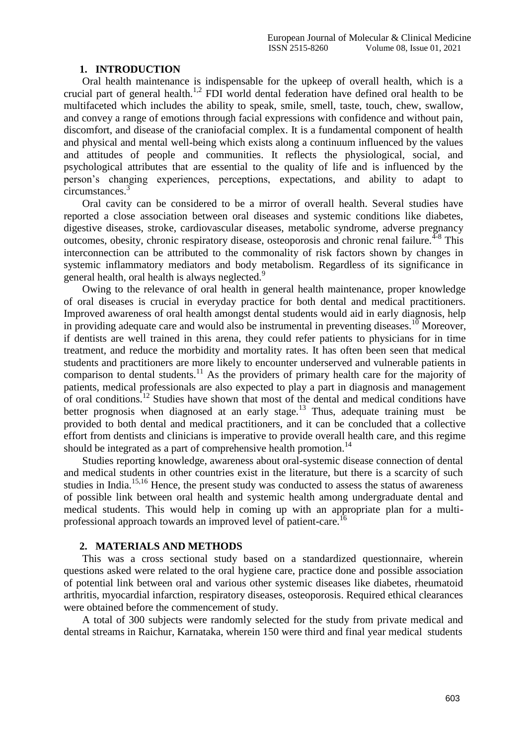## 1. INTRODUCTION

Oral health maintenance is indispensable for the upkeep of overall health, which is a crucial part of general health.[1,2] FDI world dental federation have defined oral health to be multifaceted which includes the ability to speak, smile, smell, taste, touch, chew, swallow, and convey a range of emotions through facial expressions with confidence and without pain, discomfort, and disease of the craniofacial complex. It is a fundamental component of health and physical and mental well-being which exists along a continuum influenced by the values and attitudes of people and communities. It reflects the physiological, social, and psychological attributes that are essential to the quality of life and is influenced by the person's changing experiences, perceptions, expectations, and ability to adapt to circumstances.[3]

Oral cavity can be considered to be a mirror of overall health. Several studies have reported a close association between oral diseases and systemic conditions like diabetes, digestive diseases, stroke, cardiovascular diseases, metabolic syndrome, adverse pregnancy outcomes, obesity, chronic respiratory disease, osteoporosis and chronic renal failure.[4-8] This interconnection can be attributed to the commonality of risk factors shown by changes in systemic inflammatory mediators and body metabolism. Regardless of its significance in general health, oral health is always neglected.[9]

Owing to the relevance of oral health in general health maintenance, proper knowledge of oral diseases is crucial in everyday practice for both dental and medical practitioners. Improved awareness of oral health amongst dental students would aid in early diagnosis, help in providing adequate care and would also be instrumental in preventing diseases.[10] Moreover, if dentists are well trained in this arena, they could refer patients to physicians for in time treatment, and reduce the morbidity and mortality rates. It has often been seen that medical students and practitioners are more likely to encounter underserved and vulnerable patients in comparison to dental students.[11] As the providers of primary health care for the majority of patients, medical professionals are also expected to play a part in diagnosis and management of oral conditions.[12] Studies have shown that most of the dental and medical conditions have better prognosis when diagnosed at an early stage.[13] Thus, adequate training must be provided to both dental and medical practitioners, and it can be concluded that a collective effort from dentists and clinicians is imperative to provide overall health care, and this regime should be integrated as a part of comprehensive health promotion.[14]

Studies reporting knowledge, awareness about oral-systemic disease connection of dental and medical students in other countries exist in the literature, but there is a scarcity of such studies in India.[15,16] Hence, the present study was conducted to assess the status of awareness of possible link between oral health and systemic health among undergraduate dental and medical students. This would help in coming up with an appropriate plan for a multi-professional approach towards an improved level of patient-care.[16]

## 2. MATERIALS AND METHODS

This was a cross sectional study based on a standardized questionnaire, wherein questions asked were related to the oral hygiene care, practice done and possible association of potential link between oral and various other systemic diseases like diabetes, rheumatoid arthritis, myocardial infarction, respiratory diseases, osteoporosis. Required ethical clearances were obtained before the commencement of study.

A total of 300 subjects were randomly selected for the study from private medical and dental streams in Raichur, Karnataka, wherein 150 were third and final year medical students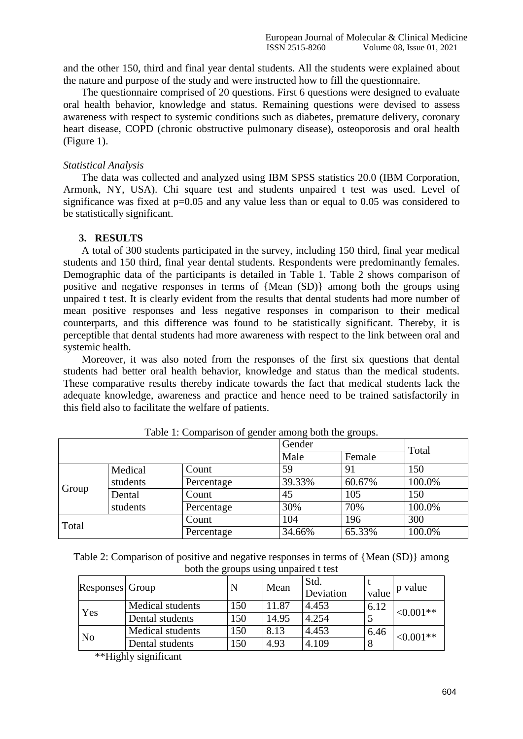and the other 150, third and final year dental students. All the students were explained about the nature and purpose of the study and were instructed how to fill the questionnaire.

The questionnaire comprised of 20 questions. First 6 questions were designed to evaluate oral health behavior, knowledge and status. Remaining questions were devised to assess awareness with respect to systemic conditions such as diabetes, premature delivery, coronary heart disease, COPD (chronic obstructive pulmonary disease), osteoporosis and oral health (Figure 1).

*Statistical Analysis*

The data was collected and analyzed using IBM SPSS statistics 20.0 (IBM Corporation, Armonk, NY, USA). Chi square test and students unpaired t test was used. Level of significance was fixed at p=0.05 and any value less than or equal to 0.05 was considered to be statistically significant.

## 3. RESULTS

A total of 300 students participated in the survey, including 150 third, final year medical students and 150 third, final year dental students. Respondents were predominantly females. Demographic data of the participants is detailed in Table 1. Table 2 shows comparison of positive and negative responses in terms of {Mean (SD)} among both the groups using unpaired t test. It is clearly evident from the results that dental students had more number of mean positive responses and less negative responses in comparison to their medical counterparts, and this difference was found to be statistically significant. Thereby, it is perceptible that dental students had more awareness with respect to the link between oral and systemic health.

Moreover, it was also noted from the responses of the first six questions that dental students had better oral health behavior, knowledge and status than the medical students. These comparative results thereby indicate towards the fact that medical students lack the adequate knowledge, awareness and practice and hence need to be trained satisfactorily in this field also to facilitate the welfare of patients.

Table 1: Comparison of gender among both the groups.

| | | | Gender | | Total |
|---|---|---|---|---|---|
| | | | Male | Female | |
| Group | Medical students | Count | 59 | 91 | 150 |
| | | Percentage | 39.33% | 60.67% | 100.0% |
| | Dental students | Count | 45 | 105 | 150 |
| | | Percentage | 30% | 70% | 100.0% |
| Total | | Count | 104 | 196 | 300 |
| | | Percentage | 34.66% | 65.33% | 100.0% |

Table 2: Comparison of positive and negative responses in terms of {Mean (SD)} among both the groups using unpaired t test

| Responses | Group | N | Mean | Std. Deviation | t value | p value |
|---|---|---|---|---|---|---|
| Yes | Medical students | 150 | 11.87 | 4.453 | 6.125 | <0.001** |
| | Dental students | 150 | 14.95 | 4.254 | | |
| No | Medical students | 150 | 8.13 | 4.453 | 6.468 | <0.001** |
| | Dental students | 150 | 4.93 | 4.109 | | |

**Highly significant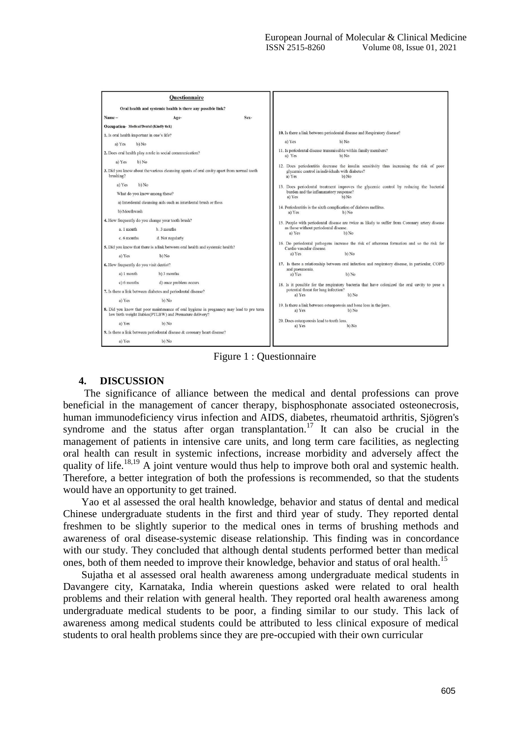### Questionnaire

**Oral health and systemic health is there any possible link?**

**Name** – **Age-** **Sex-**

**Occupation- Medical/Dental (Kindly tick)**

1. Is oral health important in one's life?
   a) Yes b) No
2. Does oral health play a role in social communication?
   a) Yes b) No
3. Did you know about the various cleansing agents of oral cavity apart from normal tooth brushing?
   a) Yes b) No
   What do you know among these?
   a) Interdental cleansing aids such as interdental brush or floss
   b) Mouthwash
4. How frequently do you change your tooth brush?
   a. 1 month b. 3 months
   c. 6 months d. Not regularly
5. Did you know that there is a link between oral health and systemic health?
   a) Yes b) No
6. How frequently do you visit dentist?
   a) 1 month b) 3 months
   c) 6 months d) once problem occurs
7. Is there a link between diabetes and periodontal disease?
   a) Yes b) No
8. Did you know that poor maintenance of oral hygiene in pregnancy may lead to pre term low birth weight Babies(PTLBW) and Premature delivery?
   a) Yes b) No
9. Is there a link between periodontal disease & coronary heart disease?
   a) Yes b) No
10. Is there a link between periodontal disease and Respiratory disease?
    a) Yes b) No
11. Is periodontal disease transmissible within family members?
    a) Yes b) No
12. Does periodontitis decrease the insulin sensitivity thus increasing the risk of poor glycemic control in individuals with diabetes?
    a) Yes b) No
13. Does periodontal treatment improves the glycemic control by reducing the bacterial burden and the inflammatory response?
    a) Yes b) No
14. Periodontitis is the sixth complication of diabetes mellitus.
    a) Yes b) No
15. People with periodontal disease are twice as likely to suffer from Coronary artery disease as those without periodontal disease.
    a) Yes b) No
16. Do periodontal pathogens increase the risk of atheroma formation and so the risk for Cardio vascular disease.
    a) Yes b) No
17. Is there a relationship between oral infection and respiratory disease, in particular, COPD and pneumonia.
    a) Yes b) No
18. Is it possible for the respiratory bacteria that have colonized the oral cavity to pose a potential threat for lung infection?
    a) Yes b) No
19. Is there a link between osteoporosis and bone loss in the jaws.
    a) Yes b) No
20. Does osteoporosis lead to tooth loss.
    a) Yes b) No

Figure 1 : Questionnaire

## 4. DISCUSSION

The significance of alliance between the medical and dental professions can prove beneficial in the management of cancer therapy, bisphosphonate associated osteonecrosis, human immunodeficiency virus infection and AIDS, diabetes, rheumatoid arthritis, Sjögren's syndrome and the status after organ transplantation.[17] It can also be crucial in the management of patients in intensive care units, and long term care facilities, as neglecting oral health can result in systemic infections, increase morbidity and adversely affect the quality of life.[18,19] A joint venture would thus help to improve both oral and systemic health. Therefore, a better integration of both the professions is recommended, so that the students would have an opportunity to get trained.

Yao et al assessed the oral health knowledge, behavior and status of dental and medical Chinese undergraduate students in the first and third year of study. They reported dental freshmen to be slightly superior to the medical ones in terms of brushing methods and awareness of oral disease-systemic disease relationship. This finding was in concordance with our study. They concluded that although dental students performed better than medical ones, both of them needed to improve their knowledge, behavior and status of oral health.[15]

Sujatha et al assessed oral health awareness among undergraduate medical students in Davangere city, Karnataka, India wherein questions asked were related to oral health problems and their relation with general health. They reported oral health awareness among undergraduate medical students to be poor, a finding similar to our study. This lack of awareness among medical students could be attributed to less clinical exposure of medical students to oral health problems since they are pre-occupied with their own curricular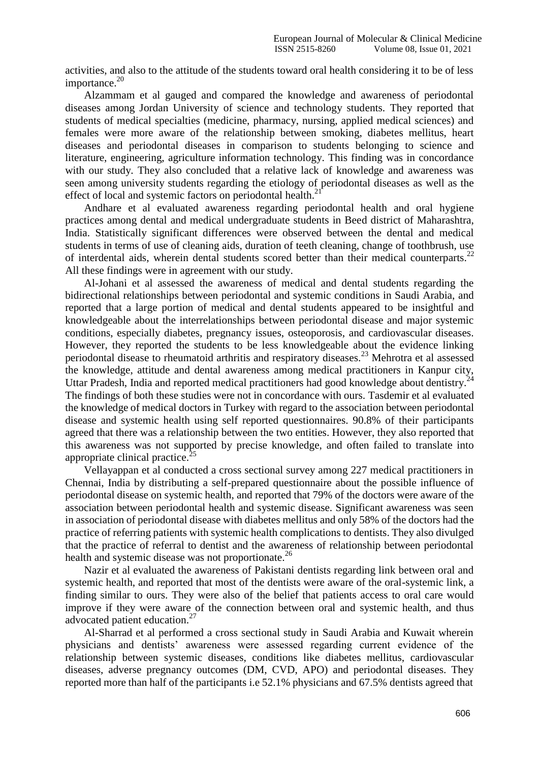activities, and also to the attitude of the students toward oral health considering it to be of less importance.[20]

Alzammam et al gauged and compared the knowledge and awareness of periodontal diseases among Jordan University of science and technology students. They reported that students of medical specialties (medicine, pharmacy, nursing, applied medical sciences) and females were more aware of the relationship between smoking, diabetes mellitus, heart diseases and periodontal diseases in comparison to students belonging to science and literature, engineering, agriculture information technology. This finding was in concordance with our study. They also concluded that a relative lack of knowledge and awareness was seen among university students regarding the etiology of periodontal diseases as well as the effect of local and systemic factors on periodontal health.[21]

Andhare et al evaluated awareness regarding periodontal health and oral hygiene practices among dental and medical undergraduate students in Beed district of Maharashtra, India. Statistically significant differences were observed between the dental and medical students in terms of use of cleaning aids, duration of teeth cleaning, change of toothbrush, use of interdental aids, wherein dental students scored better than their medical counterparts.[22] All these findings were in agreement with our study.

Al-Johani et al assessed the awareness of medical and dental students regarding the bidirectional relationships between periodontal and systemic conditions in Saudi Arabia, and reported that a large portion of medical and dental students appeared to be insightful and knowledgeable about the interrelationships between periodontal disease and major systemic conditions, especially diabetes, pregnancy issues, osteoporosis, and cardiovascular diseases. However, they reported the students to be less knowledgeable about the evidence linking periodontal disease to rheumatoid arthritis and respiratory diseases.[23] Mehrotra et al assessed the knowledge, attitude and dental awareness among medical practitioners in Kanpur city, Uttar Pradesh, India and reported medical practitioners had good knowledge about dentistry.[24] The findings of both these studies were not in concordance with ours. Tasdemir et al evaluated the knowledge of medical doctors in Turkey with regard to the association between periodontal disease and systemic health using self reported questionnaires. 90.8% of their participants agreed that there was a relationship between the two entities. However, they also reported that this awareness was not supported by precise knowledge, and often failed to translate into appropriate clinical practice.[25]

Vellayappan et al conducted a cross sectional survey among 227 medical practitioners in Chennai, India by distributing a self-prepared questionnaire about the possible influence of periodontal disease on systemic health, and reported that 79% of the doctors were aware of the association between periodontal health and systemic disease. Significant awareness was seen in association of periodontal disease with diabetes mellitus and only 58% of the doctors had the practice of referring patients with systemic health complications to dentists. They also divulged that the practice of referral to dentist and the awareness of relationship between periodontal health and systemic disease was not proportionate.[26]

Nazir et al evaluated the awareness of Pakistani dentists regarding link between oral and systemic health, and reported that most of the dentists were aware of the oral-systemic link, a finding similar to ours. They were also of the belief that patients access to oral care would improve if they were aware of the connection between oral and systemic health, and thus advocated patient education.[27]

Al-Sharrad et al performed a cross sectional study in Saudi Arabia and Kuwait wherein physicians and dentists' awareness were assessed regarding current evidence of the relationship between systemic diseases, conditions like diabetes mellitus, cardiovascular diseases, adverse pregnancy outcomes (DM, CVD, APO) and periodontal diseases. They reported more than half of the participants i.e 52.1% physicians and 67.5% dentists agreed that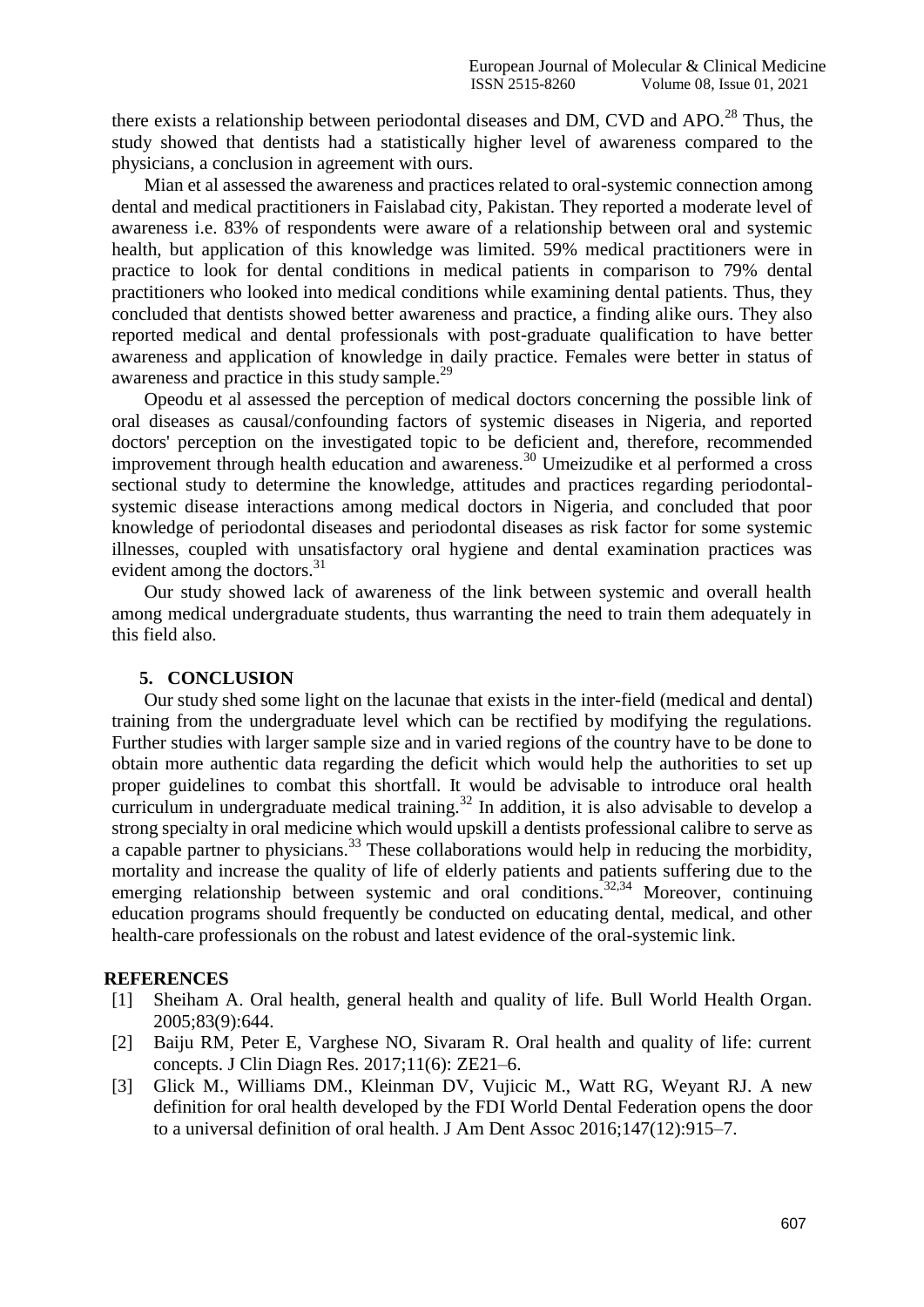there exists a relationship between periodontal diseases and DM, CVD and APO.[28] Thus, the study showed that dentists had a statistically higher level of awareness compared to the physicians, a conclusion in agreement with ours.

Mian et al assessed the awareness and practices related to oral-systemic connection among dental and medical practitioners in Faislabad city, Pakistan. They reported a moderate level of awareness i.e. 83% of respondents were aware of a relationship between oral and systemic health, but application of this knowledge was limited. 59% medical practitioners were in practice to look for dental conditions in medical patients in comparison to 79% dental practitioners who looked into medical conditions while examining dental patients. Thus, they concluded that dentists showed better awareness and practice, a finding alike ours. They also reported medical and dental professionals with post-graduate qualification to have better awareness and application of knowledge in daily practice. Females were better in status of awareness and practice in this study sample.[29]

Opeodu et al assessed the perception of medical doctors concerning the possible link of oral diseases as causal/confounding factors of systemic diseases in Nigeria, and reported doctors' perception on the investigated topic to be deficient and, therefore, recommended improvement through health education and awareness.[30] Umeizudike et al performed a cross sectional study to determine the knowledge, attitudes and practices regarding periodontal-systemic disease interactions among medical doctors in Nigeria, and concluded that poor knowledge of periodontal diseases and periodontal diseases as risk factor for some systemic illnesses, coupled with unsatisfactory oral hygiene and dental examination practices was evident among the doctors.[31]

Our study showed lack of awareness of the link between systemic and overall health among medical undergraduate students, thus warranting the need to train them adequately in this field also.

## 5. CONCLUSION

Our study shed some light on the lacunae that exists in the inter-field (medical and dental) training from the undergraduate level which can be rectified by modifying the regulations. Further studies with larger sample size and in varied regions of the country have to be done to obtain more authentic data regarding the deficit which would help the authorities to set up proper guidelines to combat this shortfall. It would be advisable to introduce oral health curriculum in undergraduate medical training.[32] In addition, it is also advisable to develop a strong specialty in oral medicine which would upskill a dentists professional calibre to serve as a capable partner to physicians.[33] These collaborations would help in reducing the morbidity, mortality and increase the quality of life of elderly patients and patients suffering due to the emerging relationship between systemic and oral conditions.[32,34] Moreover, continuing education programs should frequently be conducted on educating dental, medical, and other health-care professionals on the robust and latest evidence of the oral-systemic link.

## REFERENCES

[1] Sheiham A. Oral health, general health and quality of life. Bull World Health Organ. 2005;83(9):644.

[2] Baiju RM, Peter E, Varghese NO, Sivaram R. Oral health and quality of life: current concepts. J Clin Diagn Res. 2017;11(6): ZE21–6.

[3] Glick M., Williams DM., Kleinman DV, Vujicic M., Watt RG, Weyant RJ. A new definition for oral health developed by the FDI World Dental Federation opens the door to a universal definition of oral health. J Am Dent Assoc 2016;147(12):915–7.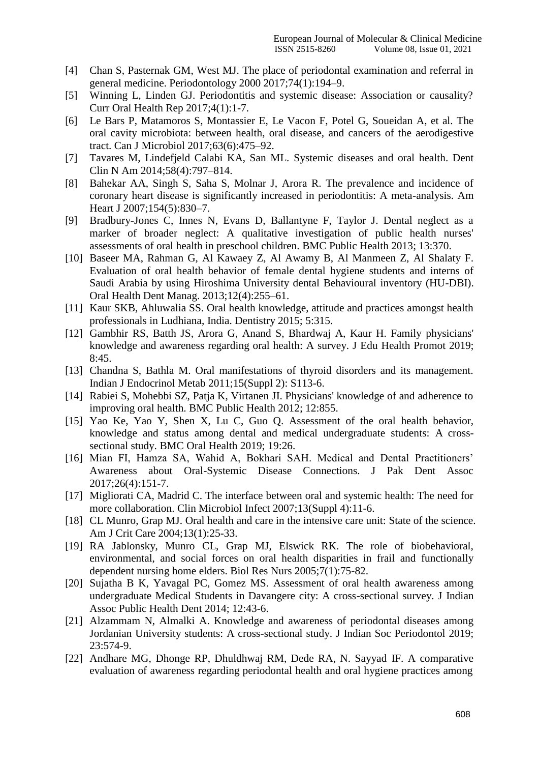[4] Chan S, Pasternak GM, West MJ. The place of periodontal examination and referral in general medicine. Periodontology 2000 2017;74(1):194–9.

[5] Winning L, Linden GJ. Periodontitis and systemic disease: Association or causality? Curr Oral Health Rep 2017;4(1):1-7.

[6] Le Bars P, Matamoros S, Montassier E, Le Vacon F, Potel G, Soueidan A, et al. The oral cavity microbiota: between health, oral disease, and cancers of the aerodigestive tract. Can J Microbiol 2017;63(6):475–92.

[7] Tavares M, Lindefjeld Calabi KA, San ML. Systemic diseases and oral health. Dent Clin N Am 2014;58(4):797–814.

[8] Bahekar AA, Singh S, Saha S, Molnar J, Arora R. The prevalence and incidence of coronary heart disease is significantly increased in periodontitis: A meta-analysis. Am Heart J 2007;154(5):830–7.

[9] Bradbury-Jones C, Innes N, Evans D, Ballantyne F, Taylor J. Dental neglect as a marker of broader neglect: A qualitative investigation of public health nurses' assessments of oral health in preschool children. BMC Public Health 2013; 13:370.

[10] Baseer MA, Rahman G, Al Kawaey Z, Al Awamy B, Al Manmeen Z, Al Shalaty F. Evaluation of oral health behavior of female dental hygiene students and interns of Saudi Arabia by using Hiroshima University dental Behavioural inventory (HU-DBI). Oral Health Dent Manag. 2013;12(4):255–61.

[11] Kaur SKB, Ahluwalia SS. Oral health knowledge, attitude and practices amongst health professionals in Ludhiana, India. Dentistry 2015; 5:315.

[12] Gambhir RS, Batth JS, Arora G, Anand S, Bhardwaj A, Kaur H. Family physicians' knowledge and awareness regarding oral health: A survey. J Edu Health Promot 2019; 8:45.

[13] Chandna S, Bathla M. Oral manifestations of thyroid disorders and its management. Indian J Endocrinol Metab 2011;15(Suppl 2): S113-6.

[14] Rabiei S, Mohebbi SZ, Patja K, Virtanen JI. Physicians' knowledge of and adherence to improving oral health. BMC Public Health 2012; 12:855.

[15] Yao Ke, Yao Y, Shen X, Lu C, Guo Q. Assessment of the oral health behavior, knowledge and status among dental and medical undergraduate students: A cross-sectional study. BMC Oral Health 2019; 19:26.

[16] Mian FI, Hamza SA, Wahid A, Bokhari SAH. Medical and Dental Practitioners' Awareness about Oral-Systemic Disease Connections. J Pak Dent Assoc 2017;26(4):151-7.

[17] Migliorati CA, Madrid C. The interface between oral and systemic health: The need for more collaboration. Clin Microbiol Infect 2007;13(Suppl 4):11-6.

[18] CL Munro, Grap MJ. Oral health and care in the intensive care unit: State of the science. Am J Crit Care 2004;13(1):25-33.

[19] RA Jablonsky, Munro CL, Grap MJ, Elswick RK. The role of biobehavioral, environmental, and social forces on oral health disparities in frail and functionally dependent nursing home elders. Biol Res Nurs 2005;7(1):75-82.

[20] Sujatha B K, Yavagal PC, Gomez MS. Assessment of oral health awareness among undergraduate Medical Students in Davangere city: A cross-sectional survey. J Indian Assoc Public Health Dent 2014; 12:43-6.

[21] Alzammam N, Almalki A. Knowledge and awareness of periodontal diseases among Jordanian University students: A cross-sectional study. J Indian Soc Periodontol 2019; 23:574-9.

[22] Andhare MG, Dhonge RP, Dhuldhwaj RM, Dede RA, N. Sayyad IF. A comparative evaluation of awareness regarding periodontal health and oral hygiene practices among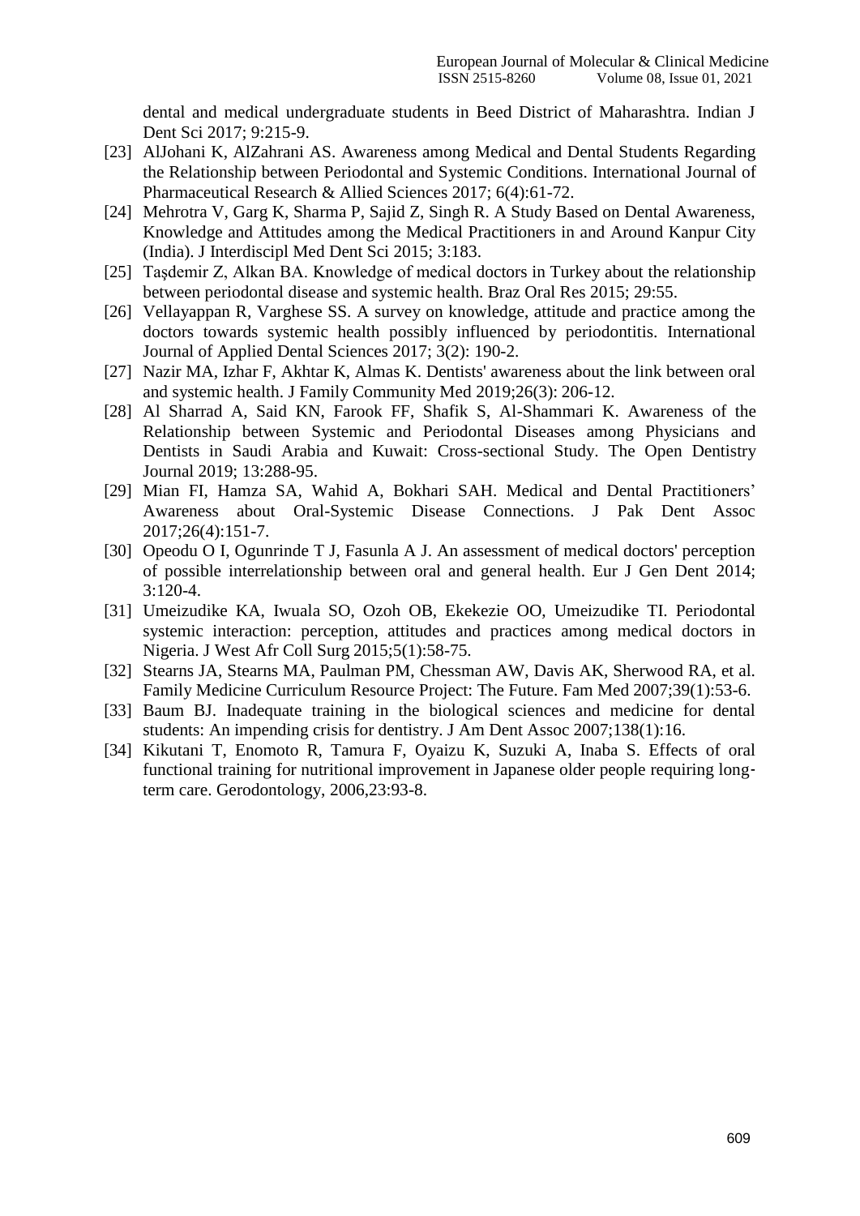dental and medical undergraduate students in Beed District of Maharashtra. Indian J Dent Sci 2017; 9:215-9.

[23] AlJohani K, AlZahrani AS. Awareness among Medical and Dental Students Regarding the Relationship between Periodontal and Systemic Conditions. International Journal of Pharmaceutical Research & Allied Sciences 2017; 6(4):61-72.

[24] Mehrotra V, Garg K, Sharma P, Sajid Z, Singh R. A Study Based on Dental Awareness, Knowledge and Attitudes among the Medical Practitioners in and Around Kanpur City (India). J Interdiscipl Med Dent Sci 2015; 3:183.

[25] Taşdemir Z, Alkan BA. Knowledge of medical doctors in Turkey about the relationship between periodontal disease and systemic health. Braz Oral Res 2015; 29:55.

[26] Vellayappan R, Varghese SS. A survey on knowledge, attitude and practice among the doctors towards systemic health possibly influenced by periodontitis. International Journal of Applied Dental Sciences 2017; 3(2): 190-2.

[27] Nazir MA, Izhar F, Akhtar K, Almas K. Dentists' awareness about the link between oral and systemic health. J Family Community Med 2019;26(3): 206-12.

[28] Al Sharrad A, Said KN, Farook FF, Shafik S, Al-Shammari K. Awareness of the Relationship between Systemic and Periodontal Diseases among Physicians and Dentists in Saudi Arabia and Kuwait: Cross-sectional Study. The Open Dentistry Journal 2019; 13:288-95.

[29] Mian FI, Hamza SA, Wahid A, Bokhari SAH. Medical and Dental Practitioners' Awareness about Oral-Systemic Disease Connections. J Pak Dent Assoc 2017;26(4):151-7.

[30] Opeodu O I, Ogunrinde T J, Fasunla A J. An assessment of medical doctors' perception of possible interrelationship between oral and general health. Eur J Gen Dent 2014; 3:120-4.

[31] Umeizudike KA, Iwuala SO, Ozoh OB, Ekekezie OO, Umeizudike TI. Periodontal systemic interaction: perception, attitudes and practices among medical doctors in Nigeria. J West Afr Coll Surg 2015;5(1):58-75.

[32] Stearns JA, Stearns MA, Paulman PM, Chessman AW, Davis AK, Sherwood RA, et al. Family Medicine Curriculum Resource Project: The Future. Fam Med 2007;39(1):53-6.

[33] Baum BJ. Inadequate training in the biological sciences and medicine for dental students: An impending crisis for dentistry. J Am Dent Assoc 2007;138(1):16.

[34] Kikutani T, Enomoto R, Tamura F, Oyaizu K, Suzuki A, Inaba S. Effects of oral functional training for nutritional improvement in Japanese older people requiring long-term care. Gerodontology, 2006,23:93-8.